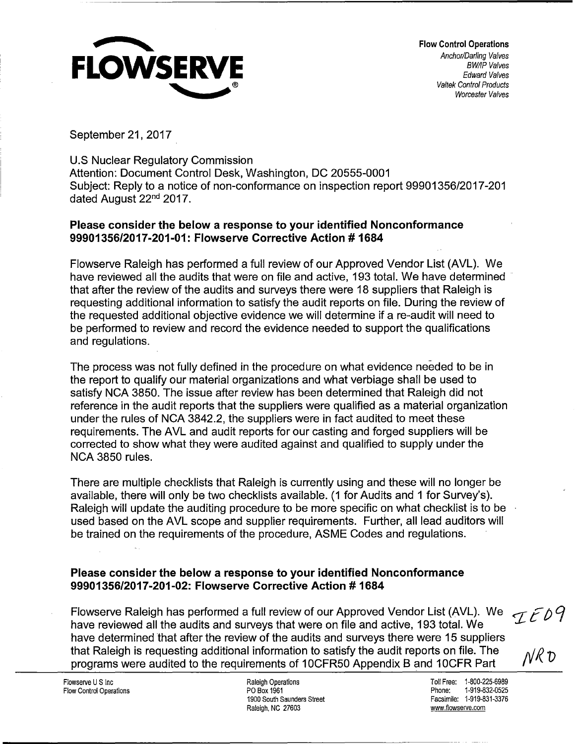**FLOWSERVE**

**Flow Control Operations**
*Anchor/Darling Valves*
*BW/IP Valves*
*Edward Valves*
*Valtek Control Products*
*Worcester Valves*

September 21, 2017

U.S Nuclear Regulatory Commission
Attention: Document Control Desk, Washington, DC 20555-0001
Subject: Reply to a notice of non-conformance on inspection report 99901356/2017-201 dated August 22nd 2017.

**Please consider the below a response to your identified Nonconformance 99901356/2017-201-01: Flowserve Corrective Action # 1684**

Flowserve Raleigh has performed a full review of our Approved Vendor List (AVL). We have reviewed all the audits that were on file and active, 193 total. We have determined that after the review of the audits and surveys there were 18 suppliers that Raleigh is requesting additional information to satisfy the audit reports on file. During the review of the requested additional objective evidence we will determine if a re-audit will need to be performed to review and record the evidence needed to support the qualifications and regulations.

The process was not fully defined in the procedure on what evidence needed to be in the report to qualify our material organizations and what verbiage shall be used to satisfy NCA 3850. The issue after review has been determined that Raleigh did not reference in the audit reports that the suppliers were qualified as a material organization under the rules of NCA 3842.2, the suppliers were in fact audited to meet these requirements. The AVL and audit reports for our casting and forged suppliers will be corrected to show what they were audited against and qualified to supply under the NCA 3850 rules.

There are multiple checklists that Raleigh is currently using and these will no longer be available, there will only be two checklists available. (1 for Audits and 1 for Survey's). Raleigh will update the auditing procedure to be more specific on what checklist is to be used based on the AVL scope and supplier requirements. Further, all lead auditors will be trained on the requirements of the procedure, ASME Codes and regulations.

**Please consider the below a response to your identified Nonconformance 99901356/2017-201-02: Flowserve Corrective Action # 1684**

Flowserve Raleigh has performed a full review of our Approved Vendor List (AVL). We have reviewed all the audits and surveys that were on file and active, 193 total. We have determined that after the review of the audits and surveys there were 15 suppliers that Raleigh is requesting additional information to satisfy the audit reports on file. The programs were audited to the requirements of 10CFR50 Appendix B and 10CFR Part

IE09
NRD

Flowserve U S Inc
Flow Control Operations

Raleigh Operations
PO Box 1961
1900 South Saunders Street
Raleigh, NC 27603

Toll Free: 1-800-225-6989
Phone: 1-919-832-0525
Facsimile: 1-919-831-3376
www.flowserve.com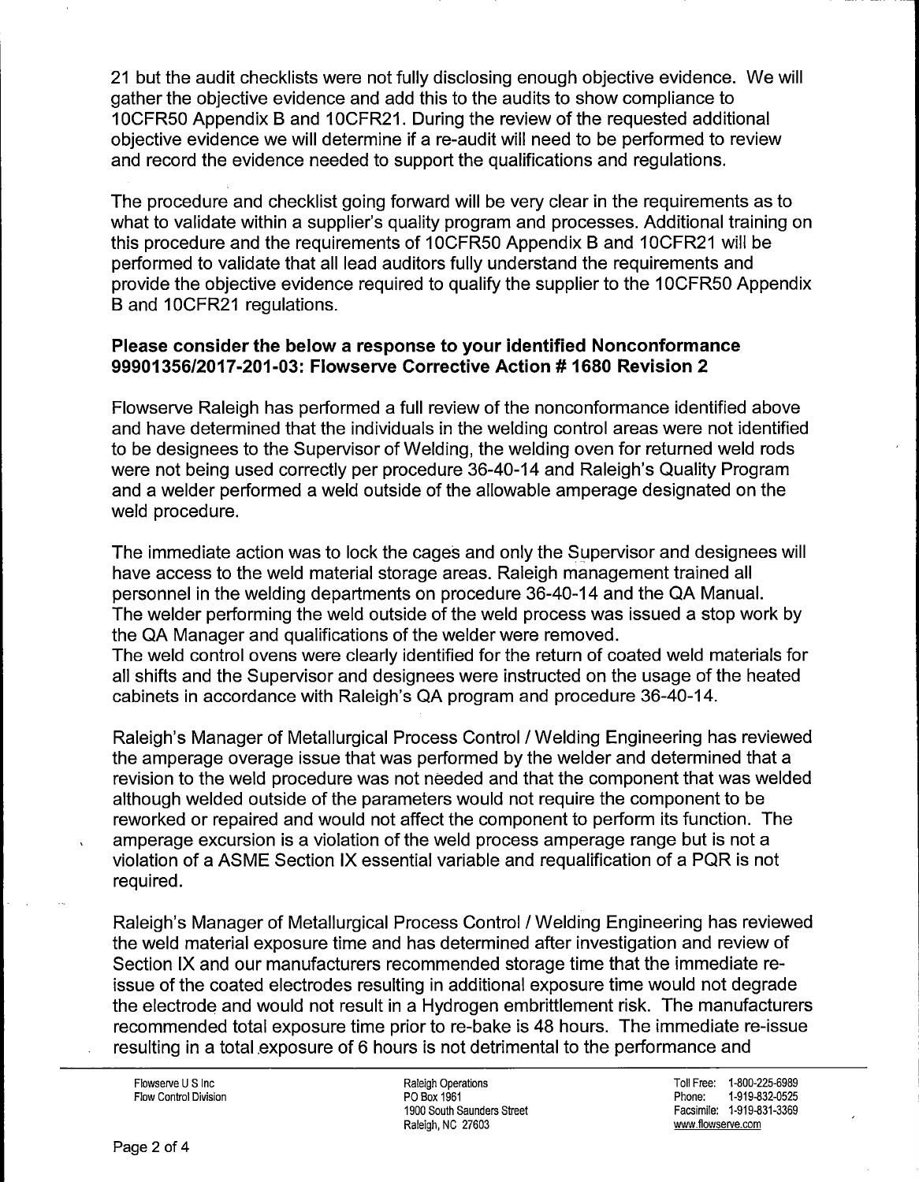21 but the audit checklists were not fully disclosing enough objective evidence. We will gather the objective evidence and add this to the audits to show compliance to 10CFR50 Appendix B and 10CFR21. During the review of the requested additional objective evidence we will determine if a re-audit will need to be performed to review and record the evidence needed to support the qualifications and regulations.

The procedure and checklist going forward will be very clear in the requirements as to what to validate within a supplier's quality program and processes. Additional training on this procedure and the requirements of 10CFR50 Appendix B and 10CFR21 will be performed to validate that all lead auditors fully understand the requirements and provide the objective evidence required to qualify the supplier to the 10CFR50 Appendix B and 10CFR21 regulations.

**Please consider the below a response to your identified Nonconformance 99901356/2017-201-03: Flowserve Corrective Action # 1680 Revision 2**

Flowserve Raleigh has performed a full review of the nonconformance identified above and have determined that the individuals in the welding control areas were not identified to be designees to the Supervisor of Welding, the welding oven for returned weld rods were not being used correctly per procedure 36-40-14 and Raleigh's Quality Program and a welder performed a weld outside of the allowable amperage designated on the weld procedure.

The immediate action was to lock the cages and only the Supervisor and designees will have access to the weld material storage areas. Raleigh management trained all personnel in the welding departments on procedure 36-40-14 and the QA Manual. The welder performing the weld outside of the weld process was issued a stop work by the QA Manager and qualifications of the welder were removed.
The weld control ovens were clearly identified for the return of coated weld materials for all shifts and the Supervisor and designees were instructed on the usage of the heated cabinets in accordance with Raleigh's QA program and procedure 36-40-14.

Raleigh's Manager of Metallurgical Process Control / Welding Engineering has reviewed the amperage overage issue that was performed by the welder and determined that a revision to the weld procedure was not needed and that the component that was welded although welded outside of the parameters would not require the component to be reworked or repaired and would not affect the component to perform its function. The amperage excursion is a violation of the weld process amperage range but is not a violation of a ASME Section IX essential variable and requalification of a PQR is not required.

Raleigh's Manager of Metallurgical Process Control / Welding Engineering has reviewed the weld material exposure time and has determined after investigation and review of Section IX and our manufacturers recommended storage time that the immediate re-issue of the coated electrodes resulting in additional exposure time would not degrade the electrode and would not result in a Hydrogen embrittlement risk. The manufacturers recommended total exposure time prior to re-bake is 48 hours. The immediate re-issue resulting in a total exposure of 6 hours is not detrimental to the performance and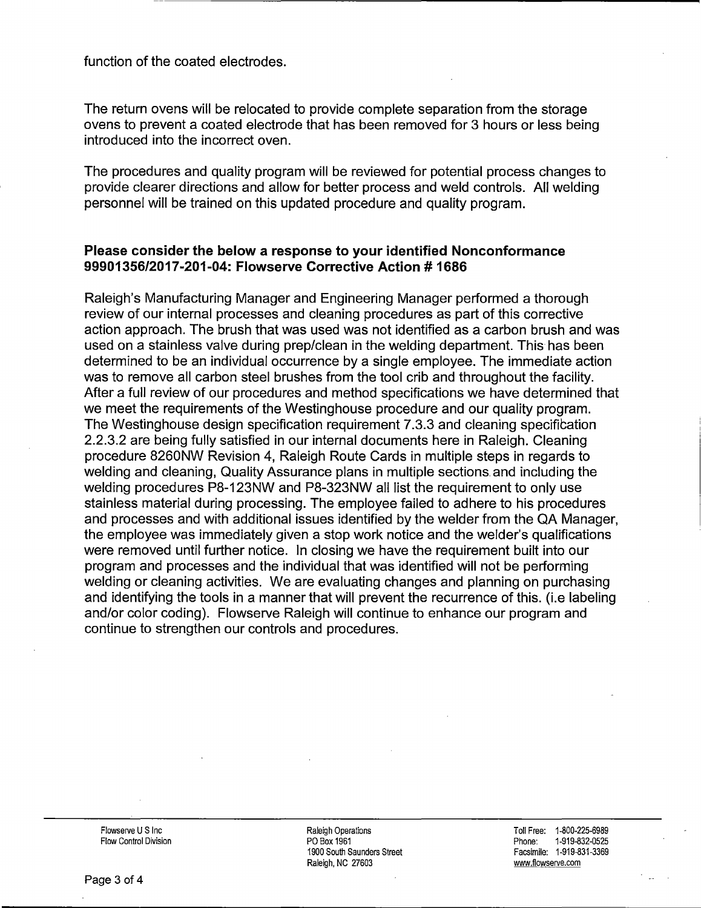function of the coated electrodes.

The return ovens will be relocated to provide complete separation from the storage ovens to prevent a coated electrode that has been removed for 3 hours or less being introduced into the incorrect oven.

The procedures and quality program will be reviewed for potential process changes to provide clearer directions and allow for better process and weld controls. All welding personnel will be trained on this updated procedure and quality program.

**Please consider the below a response to your identified Nonconformance 99901356/2017-201-04: Flowserve Corrective Action # 1686**

Raleigh's Manufacturing Manager and Engineering Manager performed a thorough review of our internal processes and cleaning procedures as part of this corrective action approach. The brush that was used was not identified as a carbon brush and was used on a stainless valve during prep/clean in the welding department. This has been determined to be an individual occurrence by a single employee. The immediate action was to remove all carbon steel brushes from the tool crib and throughout the facility. After a full review of our procedures and method specifications we have determined that we meet the requirements of the Westinghouse procedure and our quality program. The Westinghouse design specification requirement 7.3.3 and cleaning specification 2.2.3.2 are being fully satisfied in our internal documents here in Raleigh. Cleaning procedure 8260NW Revision 4, Raleigh Route Cards in multiple steps in regards to welding and cleaning, Quality Assurance plans in multiple sections and including the welding procedures P8-123NW and P8-323NW all list the requirement to only use stainless material during processing. The employee failed to adhere to his procedures and processes and with additional issues identified by the welder from the QA Manager, the employee was immediately given a stop work notice and the welder's qualifications were removed until further notice. In closing we have the requirement built into our program and processes and the individual that was identified will not be performing welding or cleaning activities. We are evaluating changes and planning on purchasing and identifying the tools in a manner that will prevent the recurrence of this. (i.e labeling and/or color coding). Flowserve Raleigh will continue to enhance our program and continue to strengthen our controls and procedures.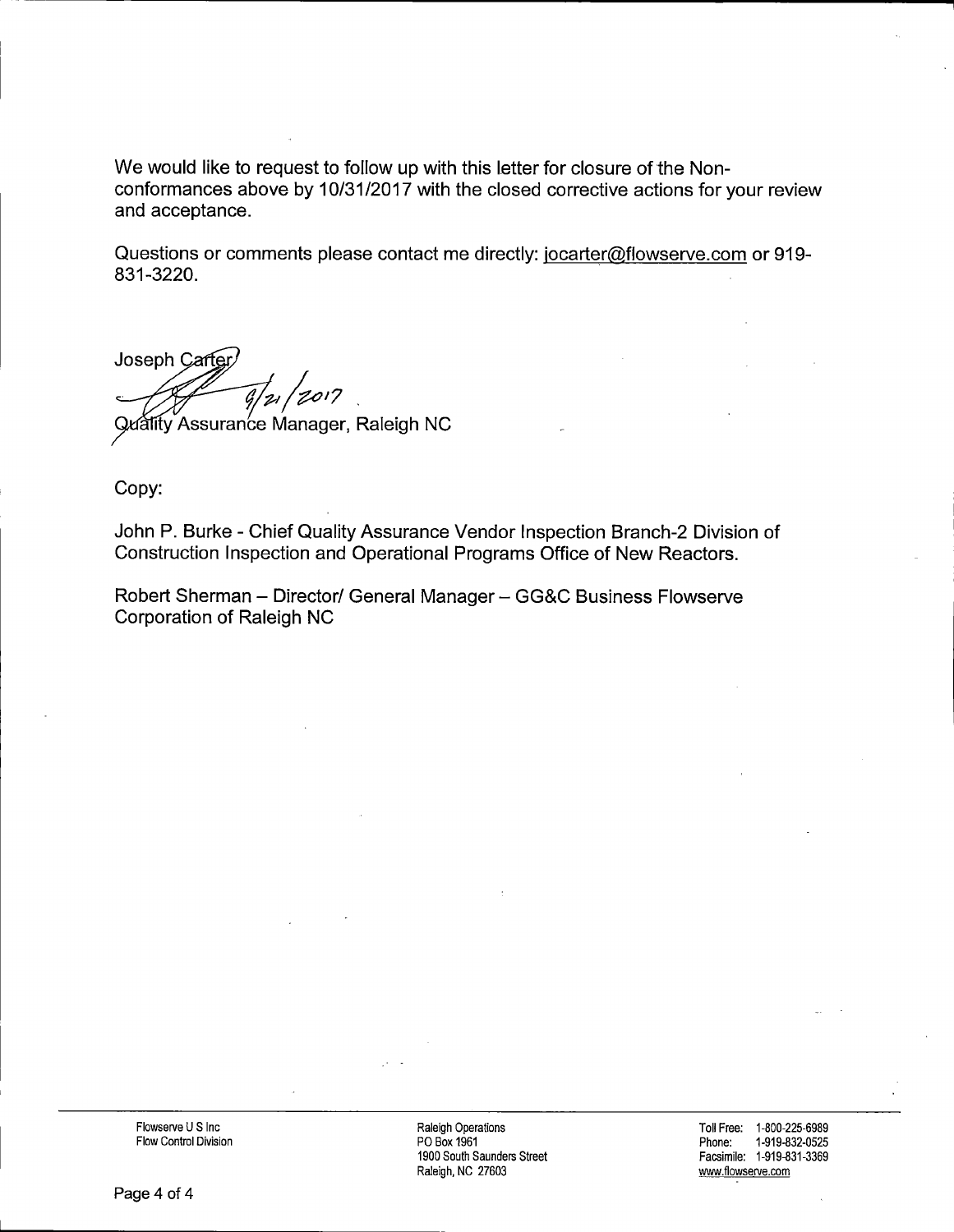We would like to request to follow up with this letter for closure of the Non-conformances above by 10/31/2017 with the closed corrective actions for your review and acceptance.

Questions or comments please contact me directly: jocarter@flowserve.com or 919-831-3220.

Joseph Carter

9/21/2017

Quality Assurance Manager, Raleigh NC

Copy:

John P. Burke - Chief Quality Assurance Vendor Inspection Branch-2 Division of Construction Inspection and Operational Programs Office of New Reactors.

Robert Sherman – Director/ General Manager – GG&C Business Flowserve Corporation of Raleigh NC

Flowserve U S Inc
Flow Control Division

Raleigh Operations
PO Box 1961
1900 South Saunders Street
Raleigh, NC 27603

Toll Free: 1-800-225-6989
Phone: 1-919-832-0525
Facsimile: 1-919-831-3369
www.flowserve.com